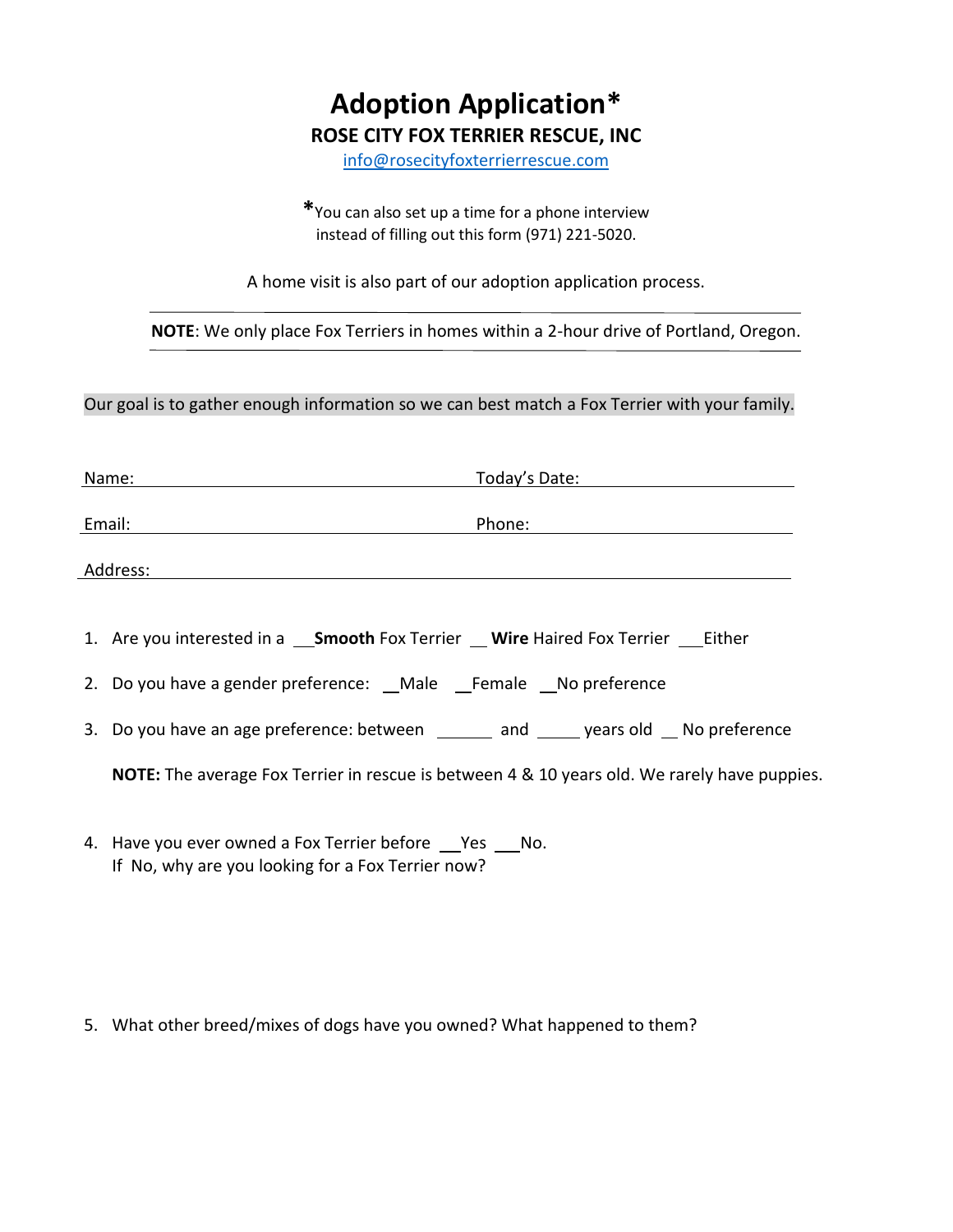# Adoption Application*

**ROSE CITY FOX TERRIER RESCUE, INC**

info@rosecityfoxterrierrescue.com

*You can also set up a time for a phone interview instead of filling out this form (971) 221-5020.

A home visit is also part of our adoption application process.

---

**NOTE**: We only place Fox Terriers in homes within a 2-hour drive of Portland, Oregon.

---

Our goal is to gather enough information so we can best match a Fox Terrier with your family.

Name: ______________________________ Today's Date: ______________________

Email: ______________________________ Phone: ______________________

Address: ____________________________________________________________

1. Are you interested in a __**Smooth** Fox Terrier __ **Wire** Haired Fox Terrier __Either
2. Do you have a gender preference: __Male __Female __No preference
3. Do you have an age preference: between ______ and _____ years old __ No preference

   **NOTE:** The average Fox Terrier in rescue is between 4 & 10 years old. We rarely have puppies.

4. Have you ever owned a Fox Terrier before __Yes __No.
   If No, why are you looking for a Fox Terrier now?

5. What other breed/mixes of dogs have you owned? What happened to them?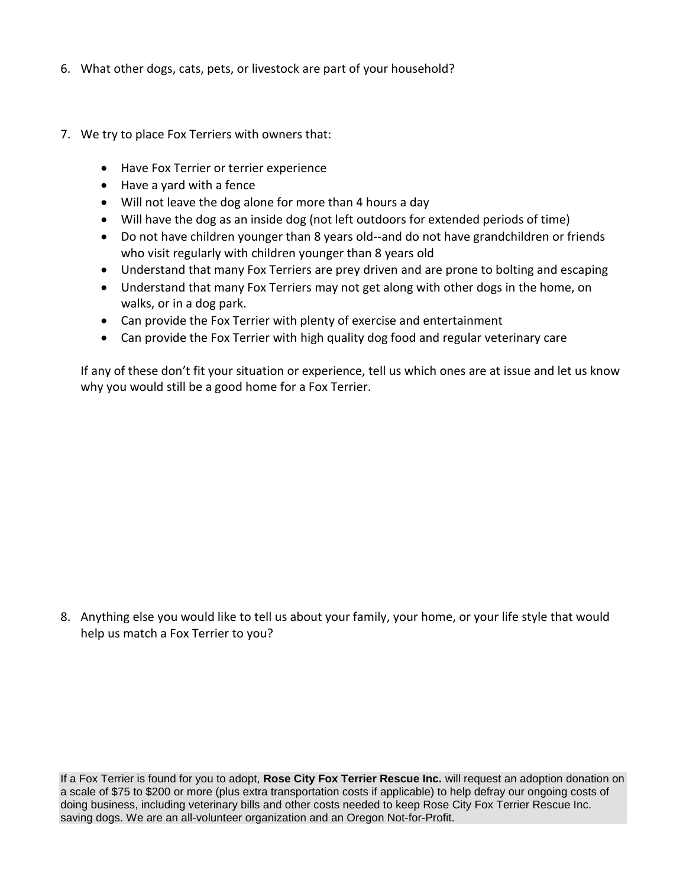6. What other dogs, cats, pets, or livestock are part of your household?

7. We try to place Fox Terriers with owners that:

   - Have Fox Terrier or terrier experience
   - Have a yard with a fence
   - Will not leave the dog alone for more than 4 hours a day
   - Will have the dog as an inside dog (not left outdoors for extended periods of time)
   - Do not have children younger than 8 years old--and do not have grandchildren or friends who visit regularly with children younger than 8 years old
   - Understand that many Fox Terriers are prey driven and are prone to bolting and escaping
   - Understand that many Fox Terriers may not get along with other dogs in the home, on walks, or in a dog park.
   - Can provide the Fox Terrier with plenty of exercise and entertainment
   - Can provide the Fox Terrier with high quality dog food and regular veterinary care

   If any of these don't fit your situation or experience, tell us which ones are at issue and let us know why you would still be a good home for a Fox Terrier.

8. Anything else you would like to tell us about your family, your home, or your life style that would help us match a Fox Terrier to you?

If a Fox Terrier is found for you to adopt, **Rose City Fox Terrier Rescue Inc.** will request an adoption donation on a scale of $75 to $200 or more (plus extra transportation costs if applicable) to help defray our ongoing costs of doing business, including veterinary bills and other costs needed to keep Rose City Fox Terrier Rescue Inc. saving dogs. We are an all-volunteer organization and an Oregon Not-for-Profit.